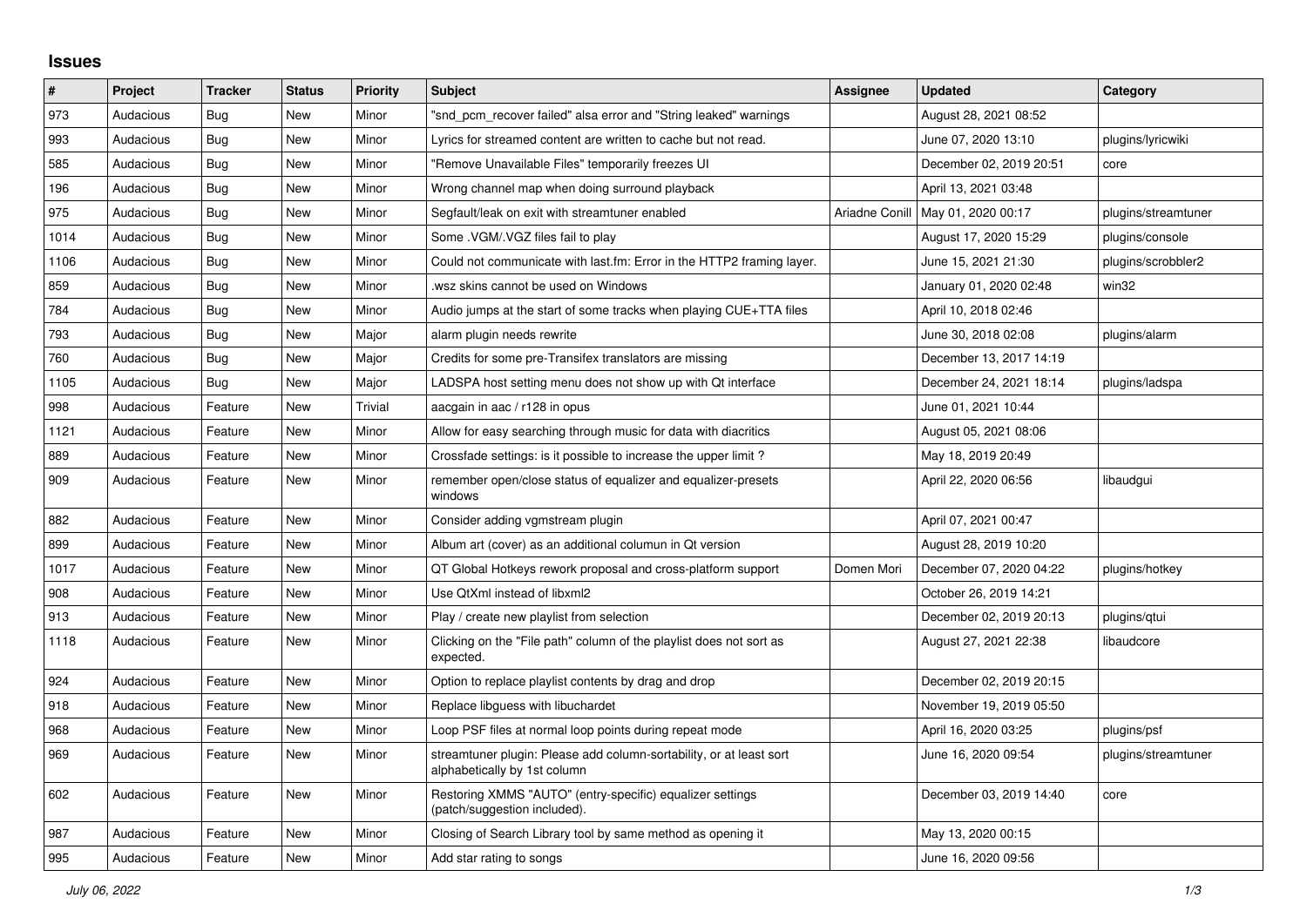## Issues

| # | Project | Tracker | Status | Priority | Subject | Assignee | Updated | Category |
|---|---|---|---|---|---|---|---|---|
| 973 | Audacious | Bug | New | Minor | "snd_pcm_recover failed" alsa error and "String leaked" warnings | | August 28, 2021 08:52 | |
| 993 | Audacious | Bug | New | Minor | Lyrics for streamed content are written to cache but not read. | | June 07, 2020 13:10 | plugins/lyricwiki |
| 585 | Audacious | Bug | New | Minor | "Remove Unavailable Files" temporarily freezes UI | | December 02, 2019 20:51 | core |
| 196 | Audacious | Bug | New | Minor | Wrong channel map when doing surround playback | | April 13, 2021 03:48 | |
| 975 | Audacious | Bug | New | Minor | Segfault/leak on exit with streamtuner enabled | Ariadne Conill | May 01, 2020 00:17 | plugins/streamtuner |
| 1014 | Audacious | Bug | New | Minor | Some .VGM/.VGZ files fail to play | | August 17, 2020 15:29 | plugins/console |
| 1106 | Audacious | Bug | New | Minor | Could not communicate with last.fm: Error in the HTTP2 framing layer. | | June 15, 2021 21:30 | plugins/scrobbler2 |
| 859 | Audacious | Bug | New | Minor | .wsz skins cannot be used on Windows | | January 01, 2020 02:48 | win32 |
| 784 | Audacious | Bug | New | Minor | Audio jumps at the start of some tracks when playing CUE+TTA files | | April 10, 2018 02:46 | |
| 793 | Audacious | Bug | New | Major | alarm plugin needs rewrite | | June 30, 2018 02:08 | plugins/alarm |
| 760 | Audacious | Bug | New | Major | Credits for some pre-Transifex translators are missing | | December 13, 2017 14:19 | |
| 1105 | Audacious | Bug | New | Major | LADSPA host setting menu does not show up with Qt interface | | December 24, 2021 18:14 | plugins/ladspa |
| 998 | Audacious | Feature | New | Trivial | aacgain in aac / r128 in opus | | June 01, 2021 10:44 | |
| 1121 | Audacious | Feature | New | Minor | Allow for easy searching through music for data with diacritics | | August 05, 2021 08:06 | |
| 889 | Audacious | Feature | New | Minor | Crossfade settings: is it possible to increase the upper limit ? | | May 18, 2019 20:49 | |
| 909 | Audacious | Feature | New | Minor | remember open/close status of equalizer and equalizer-presets windows | | April 22, 2020 06:56 | libaudgui |
| 882 | Audacious | Feature | New | Minor | Consider adding vgmstream plugin | | April 07, 2021 00:47 | |
| 899 | Audacious | Feature | New | Minor | Album art (cover) as an additional columun in Qt version | | August 28, 2019 10:20 | |
| 1017 | Audacious | Feature | New | Minor | QT Global Hotkeys rework proposal and cross-platform support | Domen Mori | December 07, 2020 04:22 | plugins/hotkey |
| 908 | Audacious | Feature | New | Minor | Use QtXml instead of libxml2 | | October 26, 2019 14:21 | |
| 913 | Audacious | Feature | New | Minor | Play / create new playlist from selection | | December 02, 2019 20:13 | plugins/qtui |
| 1118 | Audacious | Feature | New | Minor | Clicking on the "File path" column of the playlist does not sort as expected. | | August 27, 2021 22:38 | libaudcore |
| 924 | Audacious | Feature | New | Minor | Option to replace playlist contents by drag and drop | | December 02, 2019 20:15 | |
| 918 | Audacious | Feature | New | Minor | Replace libguess with libuchardet | | November 19, 2019 05:50 | |
| 968 | Audacious | Feature | New | Minor | Loop PSF files at normal loop points during repeat mode | | April 16, 2020 03:25 | plugins/psf |
| 969 | Audacious | Feature | New | Minor | streamtuner plugin: Please add column-sortability, or at least sort alphabetically by 1st column | | June 16, 2020 09:54 | plugins/streamtuner |
| 602 | Audacious | Feature | New | Minor | Restoring XMMS "AUTO" (entry-specific) equalizer settings (patch/suggestion included). | | December 03, 2019 14:40 | core |
| 987 | Audacious | Feature | New | Minor | Closing of Search Library tool by same method as opening it | | May 13, 2020 00:15 | |
| 995 | Audacious | Feature | New | Minor | Add star rating to songs | | June 16, 2020 09:56 | |

*July 06, 2022*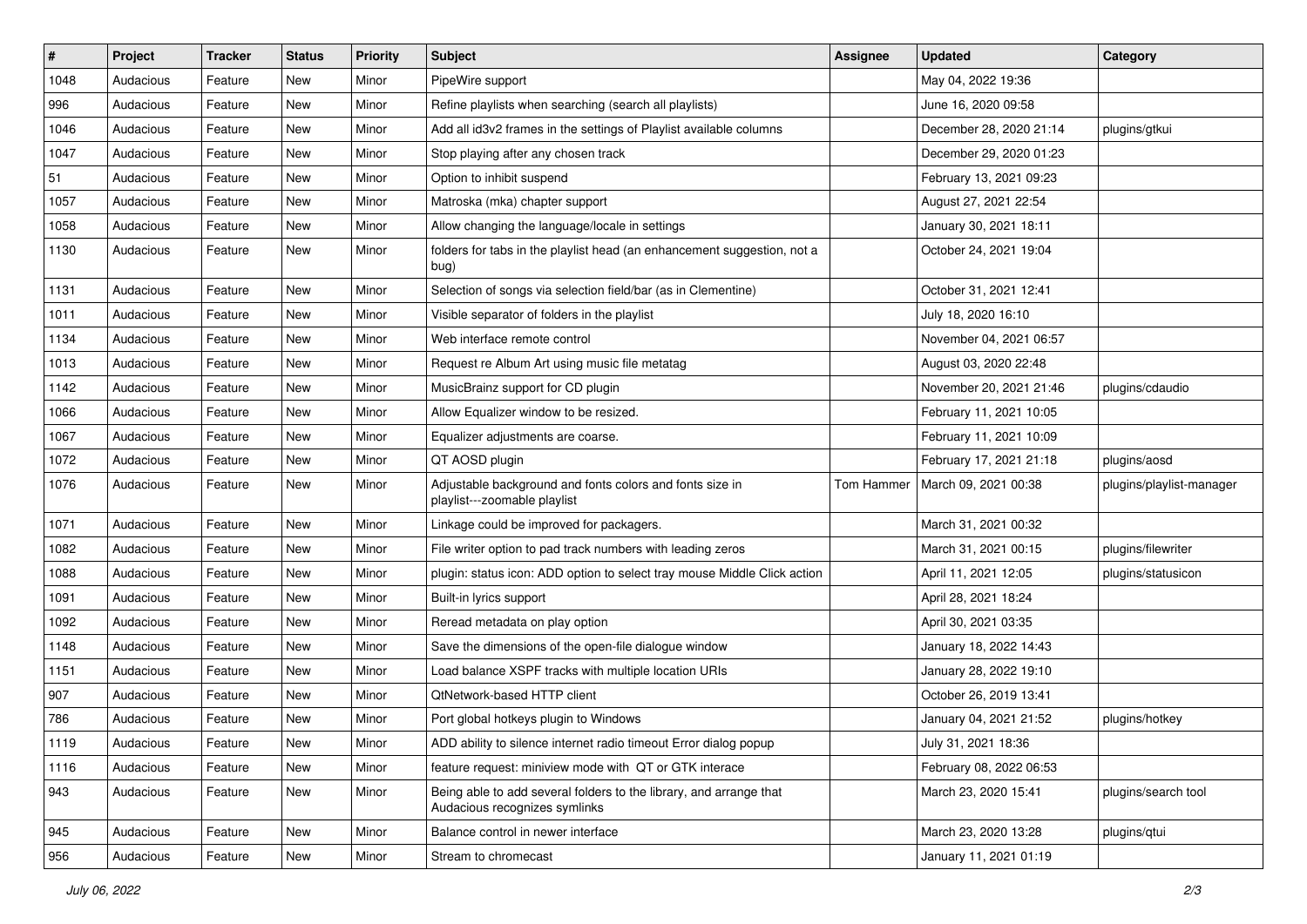| # | Project | Tracker | Status | Priority | Subject | Assignee | Updated | Category |
|---|---|---|---|---|---|---|---|---|
| 1048 | Audacious | Feature | New | Minor | PipeWire support | | May 04, 2022 19:36 | |
| 996 | Audacious | Feature | New | Minor | Refine playlists when searching (search all playlists) | | June 16, 2020 09:58 | |
| 1046 | Audacious | Feature | New | Minor | Add all id3v2 frames in the settings of Playlist available columns | | December 28, 2020 21:14 | plugins/gtkui |
| 1047 | Audacious | Feature | New | Minor | Stop playing after any chosen track | | December 29, 2020 01:23 | |
| 51 | Audacious | Feature | New | Minor | Option to inhibit suspend | | February 13, 2021 09:23 | |
| 1057 | Audacious | Feature | New | Minor | Matroska (mka) chapter support | | August 27, 2021 22:54 | |
| 1058 | Audacious | Feature | New | Minor | Allow changing the language/locale in settings | | January 30, 2021 18:11 | |
| 1130 | Audacious | Feature | New | Minor | folders for tabs in the playlist head (an enhancement suggestion, not a bug) | | October 24, 2021 19:04 | |
| 1131 | Audacious | Feature | New | Minor | Selection of songs via selection field/bar (as in Clementine) | | October 31, 2021 12:41 | |
| 1011 | Audacious | Feature | New | Minor | Visible separator of folders in the playlist | | July 18, 2020 16:10 | |
| 1134 | Audacious | Feature | New | Minor | Web interface remote control | | November 04, 2021 06:57 | |
| 1013 | Audacious | Feature | New | Minor | Request re Album Art using music file metatag | | August 03, 2020 22:48 | |
| 1142 | Audacious | Feature | New | Minor | MusicBrainz support for CD plugin | | November 20, 2021 21:46 | plugins/cdaudio |
| 1066 | Audacious | Feature | New | Minor | Allow Equalizer window to be resized. | | February 11, 2021 10:05 | |
| 1067 | Audacious | Feature | New | Minor | Equalizer adjustments are coarse. | | February 11, 2021 10:09 | |
| 1072 | Audacious | Feature | New | Minor | QT AOSD plugin | | February 17, 2021 21:18 | plugins/aosd |
| 1076 | Audacious | Feature | New | Minor | Adjustable background and fonts colors and fonts size in playlist---zoomable playlist | Tom Hammer | March 09, 2021 00:38 | plugins/playlist-manager |
| 1071 | Audacious | Feature | New | Minor | Linkage could be improved for packagers. | | March 31, 2021 00:32 | |
| 1082 | Audacious | Feature | New | Minor | File writer option to pad track numbers with leading zeros | | March 31, 2021 00:15 | plugins/filewriter |
| 1088 | Audacious | Feature | New | Minor | plugin: status icon: ADD option to select tray mouse Middle Click action | | April 11, 2021 12:05 | plugins/statusicon |
| 1091 | Audacious | Feature | New | Minor | Built-in lyrics support | | April 28, 2021 18:24 | |
| 1092 | Audacious | Feature | New | Minor | Reread metadata on play option | | April 30, 2021 03:35 | |
| 1148 | Audacious | Feature | New | Minor | Save the dimensions of the open-file dialogue window | | January 18, 2022 14:43 | |
| 1151 | Audacious | Feature | New | Minor | Load balance XSPF tracks with multiple location URIs | | January 28, 2022 19:10 | |
| 907 | Audacious | Feature | New | Minor | QtNetwork-based HTTP client | | October 26, 2019 13:41 | |
| 786 | Audacious | Feature | New | Minor | Port global hotkeys plugin to Windows | | January 04, 2021 21:52 | plugins/hotkey |
| 1119 | Audacious | Feature | New | Minor | ADD ability to silence internet radio timeout Error dialog popup | | July 31, 2021 18:36 | |
| 1116 | Audacious | Feature | New | Minor | feature request: miniview mode with QT or GTK interace | | February 08, 2022 06:53 | |
| 943 | Audacious | Feature | New | Minor | Being able to add several folders to the library, and arrange that Audacious recognizes symlinks | | March 23, 2020 15:41 | plugins/search tool |
| 945 | Audacious | Feature | New | Minor | Balance control in newer interface | | March 23, 2020 13:28 | plugins/qtui |
| 956 | Audacious | Feature | New | Minor | Stream to chromecast | | January 11, 2021 01:19 | |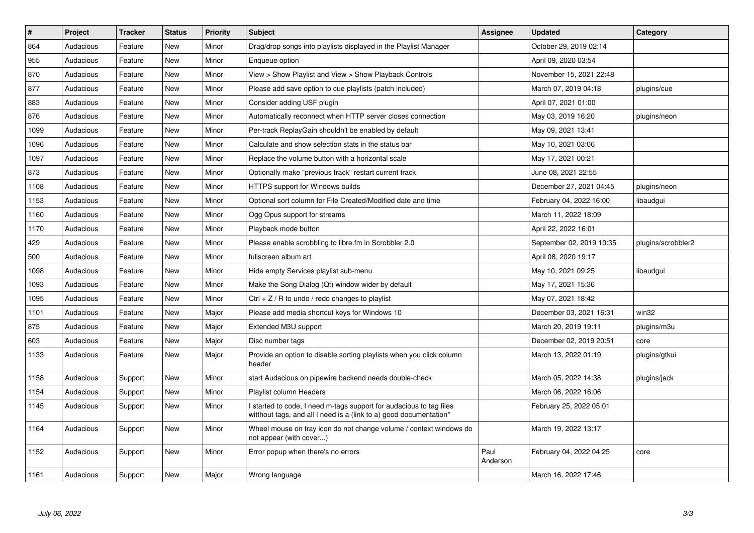| # | Project | Tracker | Status | Priority | Subject | Assignee | Updated | Category |
|---|---|---|---|---|---|---|---|---|
| 864 | Audacious | Feature | New | Minor | Drag/drop songs into playlists displayed in the Playlist Manager | | October 29, 2019 02:14 | |
| 955 | Audacious | Feature | New | Minor | Enqueue option | | April 09, 2020 03:54 | |
| 870 | Audacious | Feature | New | Minor | View > Show Playlist and View > Show Playback Controls | | November 15, 2021 22:48 | |
| 877 | Audacious | Feature | New | Minor | Please add save option to cue playlists (patch included) | | March 07, 2019 04:18 | plugins/cue |
| 883 | Audacious | Feature | New | Minor | Consider adding USF plugin | | April 07, 2021 01:00 | |
| 876 | Audacious | Feature | New | Minor | Automatically reconnect when HTTP server closes connection | | May 03, 2019 16:20 | plugins/neon |
| 1099 | Audacious | Feature | New | Minor | Per-track ReplayGain shouldn't be enabled by default | | May 09, 2021 13:41 | |
| 1096 | Audacious | Feature | New | Minor | Calculate and show selection stats in the status bar | | May 10, 2021 03:06 | |
| 1097 | Audacious | Feature | New | Minor | Replace the volume button with a horizontal scale | | May 17, 2021 00:21 | |
| 873 | Audacious | Feature | New | Minor | Optionally make "previous track" restart current track | | June 08, 2021 22:55 | |
| 1108 | Audacious | Feature | New | Minor | HTTPS support for Windows builds | | December 27, 2021 04:45 | plugins/neon |
| 1153 | Audacious | Feature | New | Minor | Optional sort column for File Created/Modified date and time | | February 04, 2022 16:00 | libaudgui |
| 1160 | Audacious | Feature | New | Minor | Ogg Opus support for streams | | March 11, 2022 18:09 | |
| 1170 | Audacious | Feature | New | Minor | Playback mode button | | April 22, 2022 16:01 | |
| 429 | Audacious | Feature | New | Minor | Please enable scrobbling to libre.fm in Scrobbler 2.0 | | September 02, 2019 10:35 | plugins/scrobbler2 |
| 500 | Audacious | Feature | New | Minor | fullscreen album art | | April 08, 2020 19:17 | |
| 1098 | Audacious | Feature | New | Minor | Hide empty Services playlist sub-menu | | May 10, 2021 09:25 | libaudgui |
| 1093 | Audacious | Feature | New | Minor | Make the Song Dialog (Qt) window wider by default | | May 17, 2021 15:36 | |
| 1095 | Audacious | Feature | New | Minor | Ctrl + Z / R to undo / redo changes to playlist | | May 07, 2021 18:42 | |
| 1101 | Audacious | Feature | New | Major | Please add media shortcut keys for Windows 10 | | December 03, 2021 16:31 | win32 |
| 875 | Audacious | Feature | New | Major | Extended M3U support | | March 20, 2019 19:11 | plugins/m3u |
| 603 | Audacious | Feature | New | Major | Disc number tags | | December 02, 2019 20:51 | core |
| 1133 | Audacious | Feature | New | Major | Provide an option to disable sorting playlists when you click column header | | March 13, 2022 01:19 | plugins/gtkui |
| 1158 | Audacious | Support | New | Minor | start Audacious on pipewire backend needs double-check | | March 05, 2022 14:38 | plugins/jack |
| 1154 | Audacious | Support | New | Minor | Playlist column Headers | | March 06, 2022 16:06 | |
| 1145 | Audacious | Support | New | Minor | I started to code, I need m-tags support for audacious to tag files witthout tags, and all I need is a (link to a) good documentation* | | February 25, 2022 05:01 | |
| 1164 | Audacious | Support | New | Minor | Wheel mouse on tray icon do not change volume / context windows do not appear (with cover...) | | March 19, 2022 13:17 | |
| 1152 | Audacious | Support | New | Minor | Error popup when there's no errors | Paul Anderson | February 04, 2022 04:25 | core |
| 1161 | Audacious | Support | New | Major | Wrong language | | March 16, 2022 17:46 | |